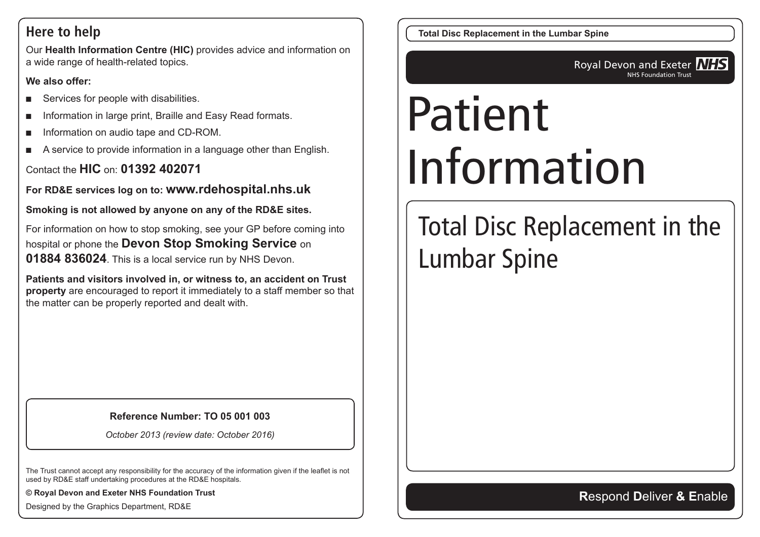## Here to help

Our **Health Information Centre (HIC)** provides advice and information on a wide range of health-related topics.

**We also offer:**

- Services for people with disabilities.
- Information in large print, Braille and Easy Read formats.
- Information on audio tape and CD-ROM.
- A service to provide information in a language other than English.

Contact the **HIC** on: **01392 402071**

**For RD&E services log on to: www.rdehospital.nhs.uk**

**Smoking is not allowed by anyone on any of the RD&E sites.**

For information on how to stop smoking, see your GP before coming into hospital or phone the **Devon Stop Smoking Service** on **01884 836024**. This is a local service run by NHS Devon.

**Patients and visitors involved in, or witness to, an accident on Trust property** are encouraged to report it immediately to a staff member so that the matter can be properly reported and dealt with.

**Reference Number: TO 05 001 003**

*October 2013 (review date: October 2016)*

The Trust cannot accept any responsibility for the accuracy of the information given if the leaflet is not used by RD&E staff undertaking procedures at the RD&E hospitals.

**© Royal Devon and Exeter NHS Foundation Trust**

Designed by the Graphics Department, RD&E

**Total Disc Replacement in the Lumbar Spine**

Royal Devon and Exeter NHS
NHS Foundation Trust

# Patient Information

## Total Disc Replacement in the Lumbar Spine

**R**espond **D**eliver **& E**nable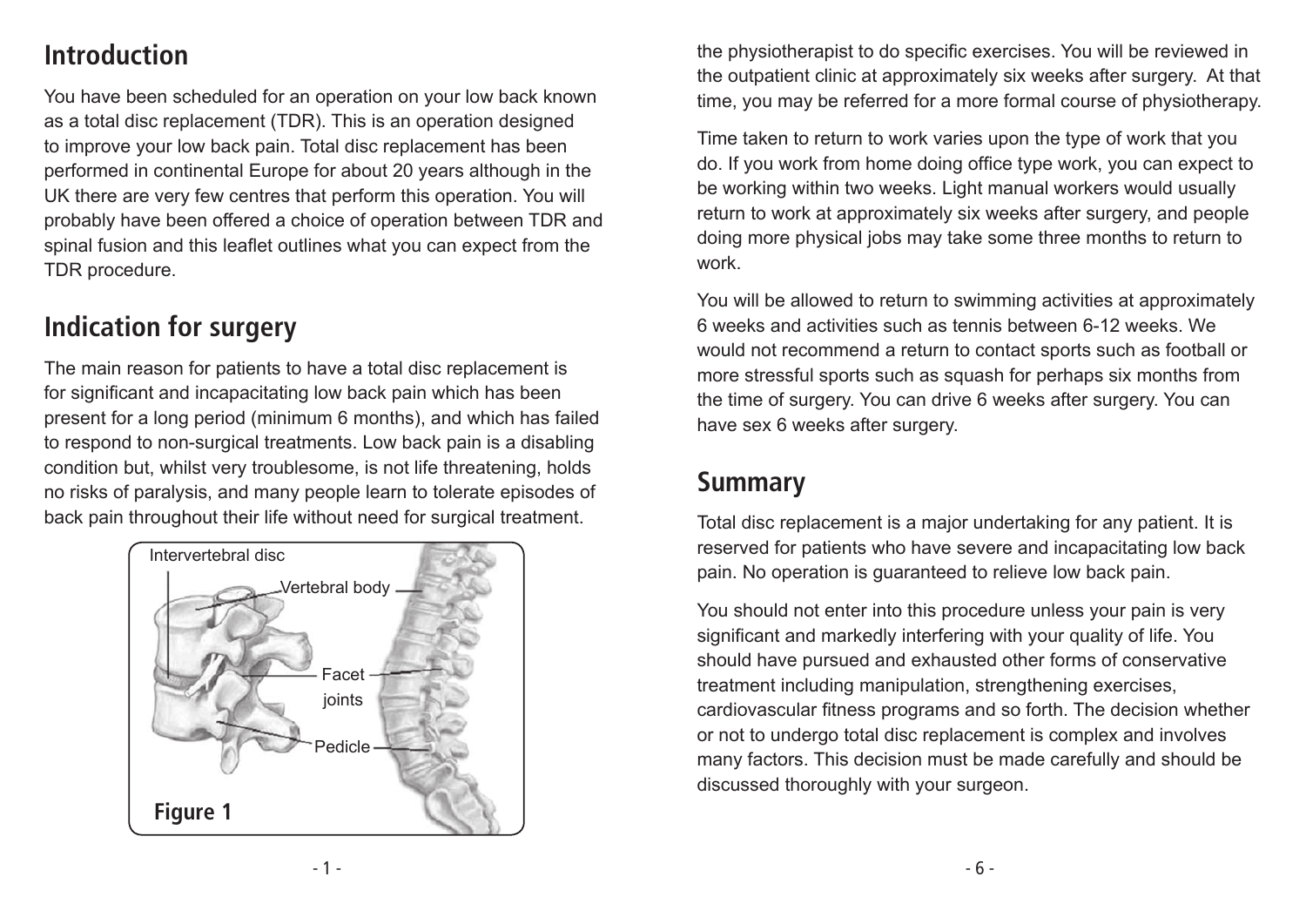## Introduction

You have been scheduled for an operation on your low back known as a total disc replacement (TDR). This is an operation designed to improve your low back pain. Total disc replacement has been performed in continental Europe for about 20 years although in the UK there are very few centres that perform this operation. You will probably have been offered a choice of operation between TDR and spinal fusion and this leaflet outlines what you can expect from the TDR procedure.

## Indication for surgery

The main reason for patients to have a total disc replacement is for significant and incapacitating low back pain which has been present for a long period (minimum 6 months), and which has failed to respond to non-surgical treatments. Low back pain is a disabling condition but, whilst very troublesome, is not life threatening, holds no risks of paralysis, and many people learn to tolerate episodes of back pain throughout their life without need for surgical treatment.

Intervertebral disc

Vertebral body

Facet joints

Pedicle

**Figure 1**

the physiotherapist to do specific exercises. You will be reviewed in the outpatient clinic at approximately six weeks after surgery. At that time, you may be referred for a more formal course of physiotherapy.

Time taken to return to work varies upon the type of work that you do. If you work from home doing office type work, you can expect to be working within two weeks. Light manual workers would usually return to work at approximately six weeks after surgery, and people doing more physical jobs may take some three months to return to work.

You will be allowed to return to swimming activities at approximately 6 weeks and activities such as tennis between 6-12 weeks. We would not recommend a return to contact sports such as football or more stressful sports such as squash for perhaps six months from the time of surgery. You can drive 6 weeks after surgery. You can have sex 6 weeks after surgery.

## Summary

Total disc replacement is a major undertaking for any patient. It is reserved for patients who have severe and incapacitating low back pain. No operation is guaranteed to relieve low back pain.

You should not enter into this procedure unless your pain is very significant and markedly interfering with your quality of life. You should have pursued and exhausted other forms of conservative treatment including manipulation, strengthening exercises, cardiovascular fitness programs and so forth. The decision whether or not to undergo total disc replacement is complex and involves many factors. This decision must be made carefully and should be discussed thoroughly with your surgeon.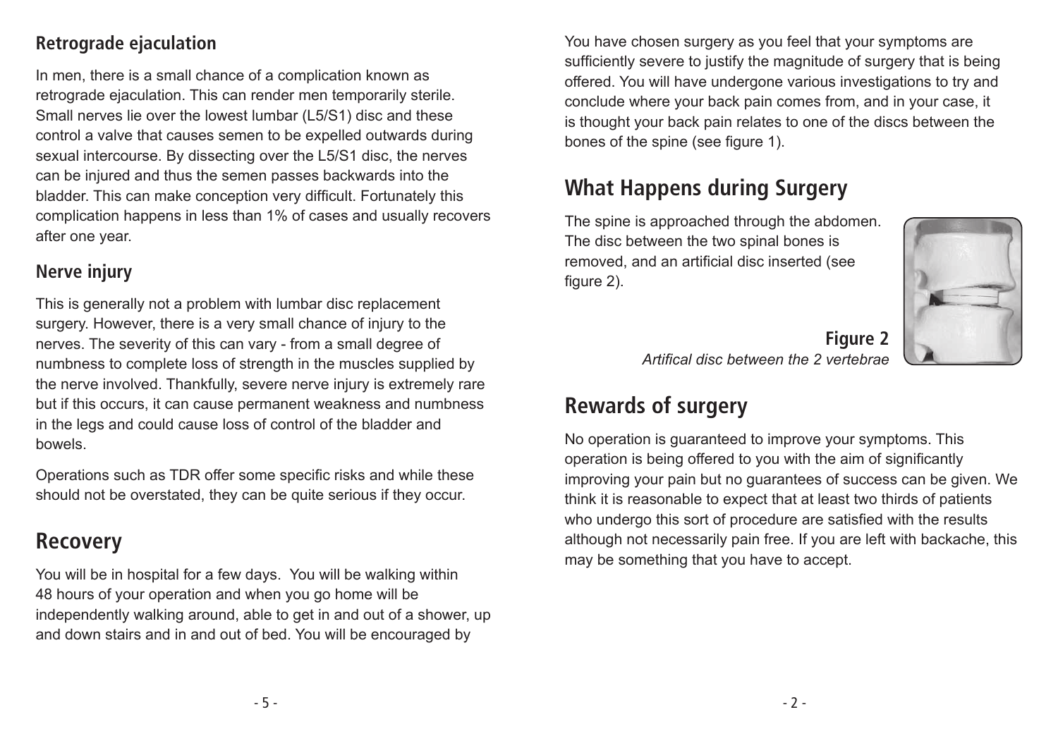### Retrograde ejaculation

In men, there is a small chance of a complication known as retrograde ejaculation. This can render men temporarily sterile. Small nerves lie over the lowest lumbar (L5/S1) disc and these control a valve that causes semen to be expelled outwards during sexual intercourse. By dissecting over the L5/S1 disc, the nerves can be injured and thus the semen passes backwards into the bladder. This can make conception very difficult. Fortunately this complication happens in less than 1% of cases and usually recovers after one year.

### Nerve injury

This is generally not a problem with lumbar disc replacement surgery. However, there is a very small chance of injury to the nerves. The severity of this can vary - from a small degree of numbness to complete loss of strength in the muscles supplied by the nerve involved. Thankfully, severe nerve injury is extremely rare but if this occurs, it can cause permanent weakness and numbness in the legs and could cause loss of control of the bladder and bowels.

Operations such as TDR offer some specific risks and while these should not be overstated, they can be quite serious if they occur.

## Recovery

You will be in hospital for a few days. You will be walking within 48 hours of your operation and when you go home will be independently walking around, able to get in and out of a shower, up and down stairs and in and out of bed. You will be encouraged by

You have chosen surgery as you feel that your symptoms are sufficiently severe to justify the magnitude of surgery that is being offered. You will have undergone various investigations to try and conclude where your back pain comes from, and in your case, it is thought your back pain relates to one of the discs between the bones of the spine (see figure 1).

## What Happens during Surgery

The spine is approached through the abdomen. The disc between the two spinal bones is removed, and an artificial disc inserted (see figure 2).

**Figure 2**
*Artifical disc between the 2 vertebrae*

## Rewards of surgery

No operation is guaranteed to improve your symptoms. This operation is being offered to you with the aim of significantly improving your pain but no guarantees of success can be given. We think it is reasonable to expect that at least two thirds of patients who undergo this sort of procedure are satisfied with the results although not necessarily pain free. If you are left with backache, this may be something that you have to accept.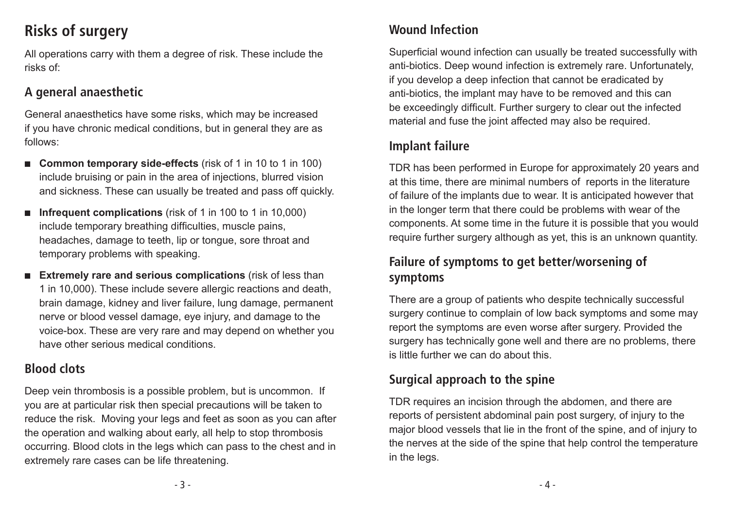## Risks of surgery

All operations carry with them a degree of risk. These include the risks of:

### A general anaesthetic

General anaesthetics have some risks, which may be increased if you have chronic medical conditions, but in general they are as follows:

- **Common temporary side-effects** (risk of 1 in 10 to 1 in 100) include bruising or pain in the area of injections, blurred vision and sickness. These can usually be treated and pass off quickly.
- **Infrequent complications** (risk of 1 in 100 to 1 in 10,000) include temporary breathing difficulties, muscle pains, headaches, damage to teeth, lip or tongue, sore throat and temporary problems with speaking.
- **Extremely rare and serious complications** (risk of less than 1 in 10,000). These include severe allergic reactions and death, brain damage, kidney and liver failure, lung damage, permanent nerve or blood vessel damage, eye injury, and damage to the voice-box. These are very rare and may depend on whether you have other serious medical conditions.

### Blood clots

Deep vein thrombosis is a possible problem, but is uncommon. If you are at particular risk then special precautions will be taken to reduce the risk. Moving your legs and feet as soon as you can after the operation and walking about early, all help to stop thrombosis occurring. Blood clots in the legs which can pass to the chest and in extremely rare cases can be life threatening.

### Wound Infection

Superficial wound infection can usually be treated successfully with anti-biotics. Deep wound infection is extremely rare. Unfortunately, if you develop a deep infection that cannot be eradicated by anti-biotics, the implant may have to be removed and this can be exceedingly difficult. Further surgery to clear out the infected material and fuse the joint affected may also be required.

### Implant failure

TDR has been performed in Europe for approximately 20 years and at this time, there are minimal numbers of reports in the literature of failure of the implants due to wear. It is anticipated however that in the longer term that there could be problems with wear of the components. At some time in the future it is possible that you would require further surgery although as yet, this is an unknown quantity.

### Failure of symptoms to get better/worsening of symptoms

There are a group of patients who despite technically successful surgery continue to complain of low back symptoms and some may report the symptoms are even worse after surgery. Provided the surgery has technically gone well and there are no problems, there is little further we can do about this.

### Surgical approach to the spine

TDR requires an incision through the abdomen, and there are reports of persistent abdominal pain post surgery, of injury to the major blood vessels that lie in the front of the spine, and of injury to the nerves at the side of the spine that help control the temperature in the legs.